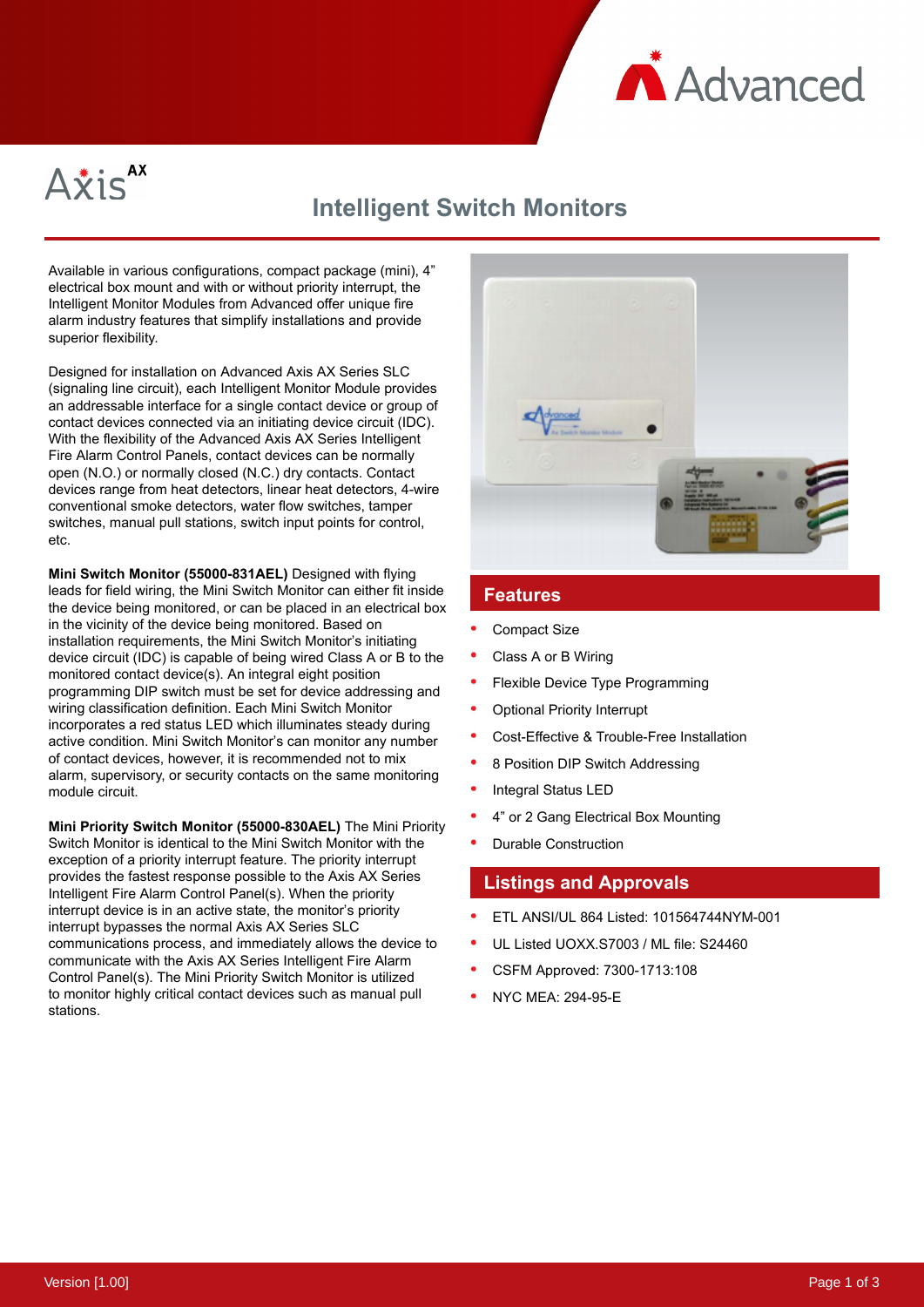Axis AX

# Intelligent Switch Monitors

Available in various configurations, compact package (mini), 4" electrical box mount and with or without priority interrupt, the Intelligent Monitor Modules from Advanced offer unique fire alarm industry features that simplify installations and provide superior flexibility.

Designed for installation on Advanced Axis AX Series SLC (signaling line circuit), each Intelligent Monitor Module provides an addressable interface for a single contact device or group of contact devices connected via an initiating device circuit (IDC). With the flexibility of the Advanced Axis AX Series Intelligent Fire Alarm Control Panels, contact devices can be normally open (N.O.) or normally closed (N.C.) dry contacts. Contact devices range from heat detectors, linear heat detectors, 4-wire conventional smoke detectors, water flow switches, tamper switches, manual pull stations, switch input points for control, etc.

**Mini Switch Monitor (55000-831AEL)** Designed with flying leads for field wiring, the Mini Switch Monitor can either fit inside the device being monitored, or can be placed in an electrical box in the vicinity of the device being monitored. Based on installation requirements, the Mini Switch Monitor's initiating device circuit (IDC) is capable of being wired Class A or B to the monitored contact device(s). An integral eight position programming DIP switch must be set for device addressing and wiring classification definition. Each Mini Switch Monitor incorporates a red status LED which illuminates steady during active condition. Mini Switch Monitor's can monitor any number of contact devices, however, it is recommended not to mix alarm, supervisory, or security contacts on the same monitoring module circuit.

**Mini Priority Switch Monitor (55000-830AEL)** The Mini Priority Switch Monitor is identical to the Mini Switch Monitor with the exception of a priority interrupt feature. The priority interrupt provides the fastest response possible to the Axis AX Series Intelligent Fire Alarm Control Panel(s). When the priority interrupt device is in an active state, the monitor's priority interrupt bypasses the normal Axis AX Series SLC communications process, and immediately allows the device to communicate with the Axis AX Series Intelligent Fire Alarm Control Panel(s). The Mini Priority Switch Monitor is utilized to monitor highly critical contact devices such as manual pull stations.

## Features

- Compact Size
- Class A or B Wiring
- Flexible Device Type Programming
- Optional Priority Interrupt
- Cost-Effective & Trouble-Free Installation
- 8 Position DIP Switch Addressing
- Integral Status LED
- 4" or 2 Gang Electrical Box Mounting
- Durable Construction

## Listings and Approvals

- ETL ANSI/UL 864 Listed: 101564744NYM-001
- UL Listed UOXX.S7003 / ML file: S24460
- CSFM Approved: 7300-1713:108
- NYC MEA: 294-95-E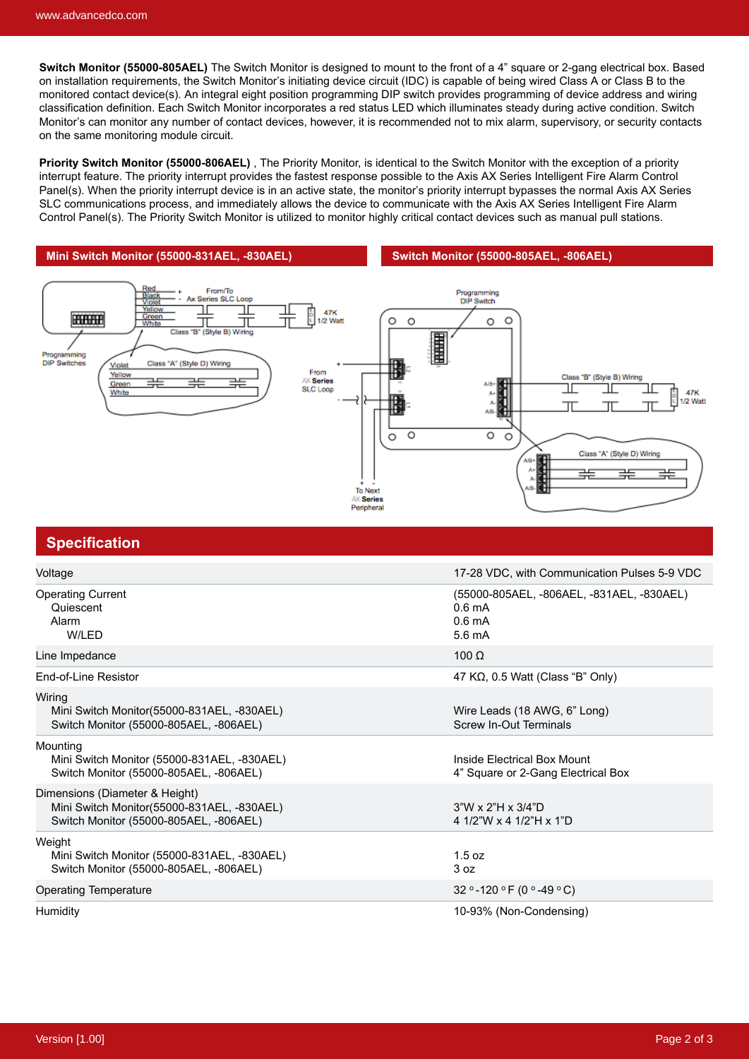**Switch Monitor (55000-805AEL)** The Switch Monitor is designed to mount to the front of a 4" square or 2-gang electrical box. Based on installation requirements, the Switch Monitor's initiating device circuit (IDC) is capable of being wired Class A or Class B to the monitored contact device(s). An integral eight position programming DIP switch provides programming of device address and wiring classification definition. Each Switch Monitor incorporates a red status LED which illuminates steady during active condition. Switch Monitor's can monitor any number of contact devices, however, it is recommended not to mix alarm, supervisory, or security contacts on the same monitoring module circuit.

**Priority Switch Monitor (55000-806AEL)** , The Priority Monitor, is identical to the Switch Monitor with the exception of a priority interrupt feature. The priority interrupt provides the fastest response possible to the Axis AX Series Intelligent Fire Alarm Control Panel(s). When the priority interrupt device is in an active state, the monitor's priority interrupt bypasses the normal Axis AX Series SLC communications process, and immediately allows the device to communicate with the Axis AX Series Intelligent Fire Alarm Control Panel(s). The Priority Switch Monitor is utilized to monitor highly critical contact devices such as manual pull stations.

### Mini Switch Monitor (55000-831AEL, -830AEL)

Red, Black, Violet, Yellow, Green, White — + / - From/To Ax Series SLC Loop

Class "B" (Style B) Wiring — 47K 1/2 Watt

Programming DIP Switches

Class "A" (Style D) Wiring — Violet, Yellow, Green, White

### Switch Monitor (55000-805AEL, -806AEL)

Programming DIP Switch

From AX Series SLC Loop

Class "B" (Style B) Wiring — A/B+, A+, A-, A/B- — 47K 1/2 Watt

Class "A" (Style D) Wiring — A/B+, A+, A-, A/B-

To Next AX Series Peripheral

## Specification

| | |
|---|---|
| Voltage | 17-28 VDC, with Communication Pulses 5-9 VDC |
| Operating Current | (55000-805AEL, -806AEL, -831AEL, -830AEL) |
| Quiescent | 0.6 mA |
| Alarm | 0.6 mA |
| W/LED | 5.6 mA |
| Line Impedance | 100 Ω |
| End-of-Line Resistor | 47 KΩ, 0.5 Watt (Class "B" Only) |
| Wiring | |
| Mini Switch Monitor(55000-831AEL, -830AEL) | Wire Leads (18 AWG, 6" Long) |
| Switch Monitor (55000-805AEL, -806AEL) | Screw In-Out Terminals |
| Mounting | |
| Mini Switch Monitor (55000-831AEL, -830AEL) | Inside Electrical Box Mount |
| Switch Monitor (55000-805AEL, -806AEL) | 4" Square or 2-Gang Electrical Box |
| Dimensions (Diameter & Height) | |
| Mini Switch Monitor(55000-831AEL, -830AEL) | 3"W x 2"H x 3/4"D |
| Switch Monitor (55000-805AEL, -806AEL) | 4 1/2"W x 4 1/2"H x 1"D |
| Weight | |
| Mini Switch Monitor (55000-831AEL, -830AEL) | 1.5 oz |
| Switch Monitor (55000-805AEL, -806AEL) | 3 oz |
| Operating Temperature | 32 °-120 °F (0 °-49 °C) |
| Humidity | 10-93% (Non-Condensing) |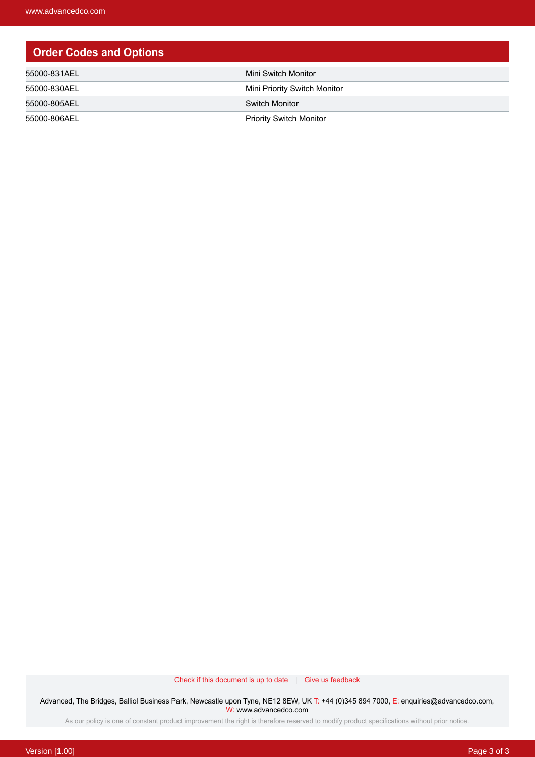## Order Codes and Options

| | |
|---|---|
| 55000-831AEL | Mini Switch Monitor |
| 55000-830AEL | Mini Priority Switch Monitor |
| 55000-805AEL | Switch Monitor |
| 55000-806AEL | Priority Switch Monitor |

Check if this document is up to date | Give us feedback

Advanced, The Bridges, Balliol Business Park, Newcastle upon Tyne, NE12 8EW, UK T: +44 (0)345 894 7000, E: enquiries@advancedco.com, W: www.advancedco.com

As our policy is one of constant product improvement the right is therefore reserved to modify product specifications without prior notice.